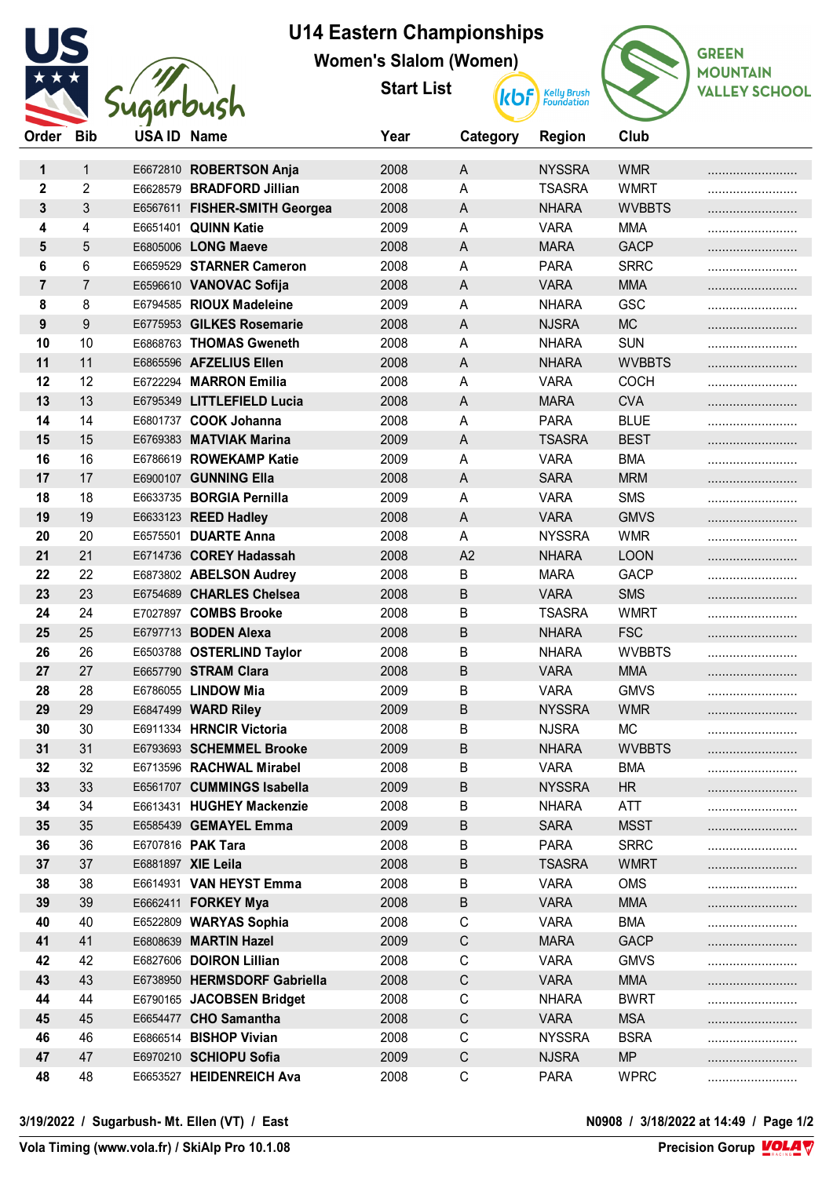# U14 Eastern Championships

## Women's Slalom (Women)

### Start List

| Order | Bib | USA ID | Name | Year | Category | Region | Club | |
|---|---|---|---|---|---|---|---|---|
| 1 | 1 | E6672810 | **ROBERTSON Anja** | 2008 | A | NYSSRA | WMR | ......................... |
| 2 | 2 | E6628579 | **BRADFORD Jillian** | 2008 | A | TSASRA | WMRT | ......................... |
| 3 | 3 | E6567611 | **FISHER-SMITH Georgea** | 2008 | A | NHARA | WVBBTS | ......................... |
| 4 | 4 | E6651401 | **QUINN Katie** | 2009 | A | VARA | MMA | ......................... |
| 5 | 5 | E6805006 | **LONG Maeve** | 2008 | A | MARA | GACP | ......................... |
| 6 | 6 | E6659529 | **STARNER Cameron** | 2008 | A | PARA | SRRC | ......................... |
| 7 | 7 | E6596610 | **VANOVAC Sofija** | 2008 | A | VARA | MMA | ......................... |
| 8 | 8 | E6794585 | **RIOUX Madeleine** | 2009 | A | NHARA | GSC | ......................... |
| 9 | 9 | E6775953 | **GILKES Rosemarie** | 2008 | A | NJSRA | MC | ......................... |
| 10 | 10 | E6868763 | **THOMAS Gweneth** | 2008 | A | NHARA | SUN | ......................... |
| 11 | 11 | E6865596 | **AFZELIUS Ellen** | 2008 | A | NHARA | WVBBTS | ......................... |
| 12 | 12 | E6722294 | **MARRON Emilia** | 2008 | A | VARA | COCH | ......................... |
| 13 | 13 | E6795349 | **LITTLEFIELD Lucia** | 2008 | A | MARA | CVA | ......................... |
| 14 | 14 | E6801737 | **COOK Johanna** | 2008 | A | PARA | BLUE | ......................... |
| 15 | 15 | E6769383 | **MATVIAK Marina** | 2009 | A | TSASRA | BEST | ......................... |
| 16 | 16 | E6786619 | **ROWEKAMP Katie** | 2009 | A | VARA | BMA | ......................... |
| 17 | 17 | E6900107 | **GUNNING Ella** | 2008 | A | SARA | MRM | ......................... |
| 18 | 18 | E6633735 | **BORGIA Pernilla** | 2009 | A | VARA | SMS | ......................... |
| 19 | 19 | E6633123 | **REED Hadley** | 2008 | A | VARA | GMVS | ......................... |
| 20 | 20 | E6575501 | **DUARTE Anna** | 2008 | A | NYSSRA | WMR | ......................... |
| 21 | 21 | E6714736 | **COREY Hadassah** | 2008 | A2 | NHARA | LOON | ......................... |
| 22 | 22 | E6873802 | **ABELSON Audrey** | 2008 | B | MARA | GACP | ......................... |
| 23 | 23 | E6754689 | **CHARLES Chelsea** | 2008 | B | VARA | SMS | ......................... |
| 24 | 24 | E7027897 | **COMBS Brooke** | 2008 | B | TSASRA | WMRT | ......................... |
| 25 | 25 | E6797713 | **BODEN Alexa** | 2008 | B | NHARA | FSC | ......................... |
| 26 | 26 | E6503788 | **OSTERLIND Taylor** | 2008 | B | NHARA | WVBBTS | ......................... |
| 27 | 27 | E6657790 | **STRAM Clara** | 2008 | B | VARA | MMA | ......................... |
| 28 | 28 | E6786055 | **LINDOW Mia** | 2009 | B | VARA | GMVS | ......................... |
| 29 | 29 | E6847499 | **WARD Riley** | 2009 | B | NYSSRA | WMR | ......................... |
| 30 | 30 | E6911334 | **HRNCIR Victoria** | 2008 | B | NJSRA | MC | ......................... |
| 31 | 31 | E6793693 | **SCHEMMEL Brooke** | 2009 | B | NHARA | WVBBTS | ......................... |
| 32 | 32 | E6713596 | **RACHWAL Mirabel** | 2008 | B | VARA | BMA | ......................... |
| 33 | 33 | E6561707 | **CUMMINGS Isabella** | 2009 | B | NYSSRA | HR | ......................... |
| 34 | 34 | E6613431 | **HUGHEY Mackenzie** | 2008 | B | NHARA | ATT | ......................... |
| 35 | 35 | E6585439 | **GEMAYEL Emma** | 2009 | B | SARA | MSST | ......................... |
| 36 | 36 | E6707816 | **PAK Tara** | 2008 | B | PARA | SRRC | ......................... |
| 37 | 37 | E6881897 | **XIE Leila** | 2008 | B | TSASRA | WMRT | ......................... |
| 38 | 38 | E6614931 | **VAN HEYST Emma** | 2008 | B | VARA | OMS | ......................... |
| 39 | 39 | E6662411 | **FORKEY Mya** | 2008 | B | VARA | MMA | ......................... |
| 40 | 40 | E6522809 | **WARYAS Sophia** | 2008 | C | VARA | BMA | ......................... |
| 41 | 41 | E6808639 | **MARTIN Hazel** | 2009 | C | MARA | GACP | ......................... |
| 42 | 42 | E6827606 | **DOIRON Lillian** | 2008 | C | VARA | GMVS | ......................... |
| 43 | 43 | E6738950 | **HERMSDORF Gabriella** | 2008 | C | VARA | MMA | ......................... |
| 44 | 44 | E6790165 | **JACOBSEN Bridget** | 2008 | C | NHARA | BWRT | ......................... |
| 45 | 45 | E6654477 | **CHO Samantha** | 2008 | C | VARA | MSA | ......................... |
| 46 | 46 | E6866514 | **BISHOP Vivian** | 2008 | C | NYSSRA | BSRA | ......................... |
| 47 | 47 | E6970210 | **SCHIOPU Sofia** | 2009 | C | NJSRA | MP | ......................... |
| 48 | 48 | E6653527 | **HEIDENREICH Ava** | 2008 | C | PARA | WPRC | ......................... |

**3/19/2022 / Sugarbush- Mt. Ellen (VT) / East** — **N0908 / 3/18/2022 at 14:49**

**Vola Timing (www.vola.fr) / SkiAlp Pro 10.1.08** — **Precision Grorup**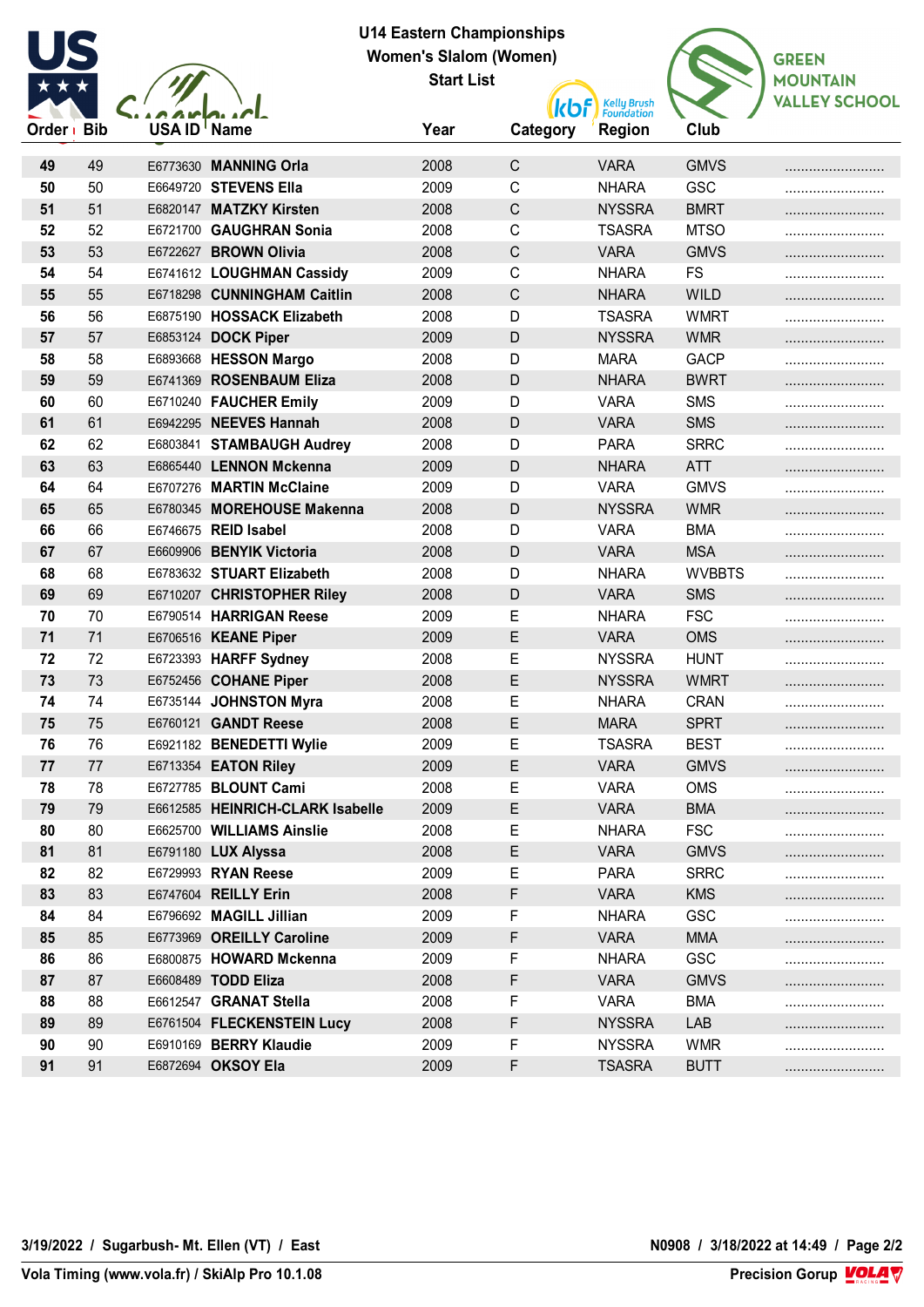# U14 Eastern Championships
## Women's Slalom (Women)
### Start List

| Order | Bib | USA ID | Name | Year | Category | Region | Club | |
|---|---|---|---|---|---|---|---|---|
| **49** | 49 | E6773630 | **MANNING Orla** | 2008 | C | VARA | GMVS | ......................... |
| **50** | 50 | E6649720 | **STEVENS Ella** | 2009 | C | NHARA | GSC | ......................... |
| **51** | 51 | E6820147 | **MATZKY Kirsten** | 2008 | C | NYSSRA | BMRT | ......................... |
| **52** | 52 | E6721700 | **GAUGHRAN Sonia** | 2008 | C | TSASRA | MTSO | ......................... |
| **53** | 53 | E6722627 | **BROWN Olivia** | 2008 | C | VARA | GMVS | ......................... |
| **54** | 54 | E6741612 | **LOUGHMAN Cassidy** | 2009 | C | NHARA | FS | ......................... |
| **55** | 55 | E6718298 | **CUNNINGHAM Caitlin** | 2008 | C | NHARA | WILD | ......................... |
| **56** | 56 | E6875190 | **HOSSACK Elizabeth** | 2008 | D | TSASRA | WMRT | ......................... |
| **57** | 57 | E6853124 | **DOCK Piper** | 2009 | D | NYSSRA | WMR | ......................... |
| **58** | 58 | E6893668 | **HESSON Margo** | 2008 | D | MARA | GACP | ......................... |
| **59** | 59 | E6741369 | **ROSENBAUM Eliza** | 2008 | D | NHARA | BWRT | ......................... |
| **60** | 60 | E6710240 | **FAUCHER Emily** | 2009 | D | VARA | SMS | ......................... |
| **61** | 61 | E6942295 | **NEEVES Hannah** | 2008 | D | VARA | SMS | ......................... |
| **62** | 62 | E6803841 | **STAMBAUGH Audrey** | 2008 | D | PARA | SRRC | ......................... |
| **63** | 63 | E6865440 | **LENNON Mckenna** | 2009 | D | NHARA | ATT | ......................... |
| **64** | 64 | E6707276 | **MARTIN McClaine** | 2009 | D | VARA | GMVS | ......................... |
| **65** | 65 | E6780345 | **MOREHOUSE Makenna** | 2008 | D | NYSSRA | WMR | ......................... |
| **66** | 66 | E6746675 | **REID Isabel** | 2008 | D | VARA | BMA | ......................... |
| **67** | 67 | E6609906 | **BENYIK Victoria** | 2008 | D | VARA | MSA | ......................... |
| **68** | 68 | E6783632 | **STUART Elizabeth** | 2008 | D | NHARA | WVBBTS | ......................... |
| **69** | 69 | E6710207 | **CHRISTOPHER Riley** | 2008 | D | VARA | SMS | ......................... |
| **70** | 70 | E6790514 | **HARRIGAN Reese** | 2009 | E | NHARA | FSC | ......................... |
| **71** | 71 | E6706516 | **KEANE Piper** | 2009 | E | VARA | OMS | ......................... |
| **72** | 72 | E6723393 | **HARFF Sydney** | 2008 | E | NYSSRA | HUNT | ......................... |
| **73** | 73 | E6752456 | **COHANE Piper** | 2008 | E | NYSSRA | WMRT | ......................... |
| **74** | 74 | E6735144 | **JOHNSTON Myra** | 2008 | E | NHARA | CRAN | ......................... |
| **75** | 75 | E6760121 | **GANDT Reese** | 2008 | E | MARA | SPRT | ......................... |
| **76** | 76 | E6921182 | **BENEDETTI Wylie** | 2009 | E | TSASRA | BEST | ......................... |
| **77** | 77 | E6713354 | **EATON Riley** | 2009 | E | VARA | GMVS | ......................... |
| **78** | 78 | E6727785 | **BLOUNT Cami** | 2008 | E | VARA | OMS | ......................... |
| **79** | 79 | E6612585 | **HEINRICH-CLARK Isabelle** | 2009 | E | VARA | BMA | ......................... |
| **80** | 80 | E6625700 | **WILLIAMS Ainslie** | 2008 | E | NHARA | FSC | ......................... |
| **81** | 81 | E6791180 | **LUX Alyssa** | 2008 | E | VARA | GMVS | ......................... |
| **82** | 82 | E6729993 | **RYAN Reese** | 2009 | E | PARA | SRRC | ......................... |
| **83** | 83 | E6747604 | **REILLY Erin** | 2008 | F | VARA | KMS | ......................... |
| **84** | 84 | E6796692 | **MAGILL Jillian** | 2009 | F | NHARA | GSC | ......................... |
| **85** | 85 | E6773969 | **OREILLY Caroline** | 2009 | F | VARA | MMA | ......................... |
| **86** | 86 | E6800875 | **HOWARD Mckenna** | 2009 | F | NHARA | GSC | ......................... |
| **87** | 87 | E6608489 | **TODD Eliza** | 2008 | F | VARA | GMVS | ......................... |
| **88** | 88 | E6612547 | **GRANAT Stella** | 2008 | F | VARA | BMA | ......................... |
| **89** | 89 | E6761504 | **FLECKENSTEIN Lucy** | 2008 | F | NYSSRA | LAB | ......................... |
| **90** | 90 | E6910169 | **BERRY Klaudie** | 2009 | F | NYSSRA | WMR | ......................... |
| **91** | 91 | E6872694 | **OKSOY Ela** | 2009 | F | TSASRA | BUTT | ......................... |

3/19/2022 / Sugarbush- Mt. Ellen (VT) / East — N0908 / 3/18/2022 at 14:49

Vola Timing (www.vola.fr) / SkiAlp Pro 10.1.08 — Precision Grоup VOLA